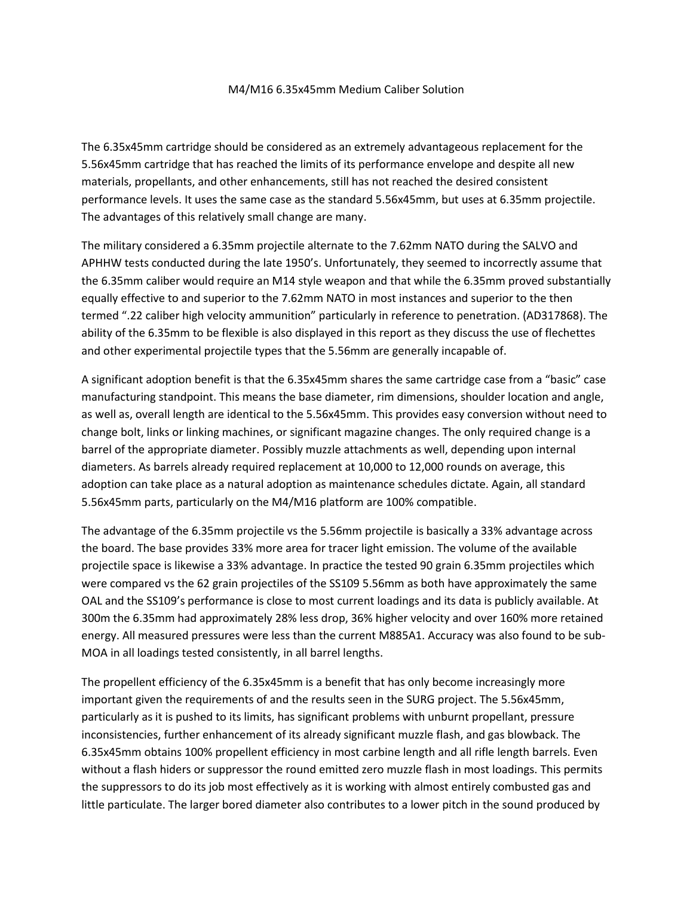# M4/M16 6.35x45mm Medium Caliber Solution

The 6.35x45mm cartridge should be considered as an extremely advantageous replacement for the 5.56x45mm cartridge that has reached the limits of its performance envelope and despite all new materials, propellants, and other enhancements, still has not reached the desired consistent performance levels. It uses the same case as the standard 5.56x45mm, but uses at 6.35mm projectile. The advantages of this relatively small change are many.

The military considered a 6.35mm projectile alternate to the 7.62mm NATO during the SALVO and APHHW tests conducted during the late 1950's. Unfortunately, they seemed to incorrectly assume that the 6.35mm caliber would require an M14 style weapon and that while the 6.35mm proved substantially equally effective to and superior to the 7.62mm NATO in most instances and superior to the then termed ".22 caliber high velocity ammunition" particularly in reference to penetration. (AD317868). The ability of the 6.35mm to be flexible is also displayed in this report as they discuss the use of flechettes and other experimental projectile types that the 5.56mm are generally incapable of.

A significant adoption benefit is that the 6.35x45mm shares the same cartridge case from a "basic" case manufacturing standpoint. This means the base diameter, rim dimensions, shoulder location and angle, as well as, overall length are identical to the 5.56x45mm. This provides easy conversion without need to change bolt, links or linking machines, or significant magazine changes. The only required change is a barrel of the appropriate diameter. Possibly muzzle attachments as well, depending upon internal diameters. As barrels already required replacement at 10,000 to 12,000 rounds on average, this adoption can take place as a natural adoption as maintenance schedules dictate. Again, all standard 5.56x45mm parts, particularly on the M4/M16 platform are 100% compatible.

The advantage of the 6.35mm projectile vs the 5.56mm projectile is basically a 33% advantage across the board. The base provides 33% more area for tracer light emission. The volume of the available projectile space is likewise a 33% advantage. In practice the tested 90 grain 6.35mm projectiles which were compared vs the 62 grain projectiles of the SS109 5.56mm as both have approximately the same OAL and the SS109's performance is close to most current loadings and its data is publicly available. At 300m the 6.35mm had approximately 28% less drop, 36% higher velocity and over 160% more retained energy. All measured pressures were less than the current M885A1. Accuracy was also found to be sub-MOA in all loadings tested consistently, in all barrel lengths.

The propellent efficiency of the 6.35x45mm is a benefit that has only become increasingly more important given the requirements of and the results seen in the SURG project. The 5.56x45mm, particularly as it is pushed to its limits, has significant problems with unburnt propellant, pressure inconsistencies, further enhancement of its already significant muzzle flash, and gas blowback. The 6.35x45mm obtains 100% propellent efficiency in most carbine length and all rifle length barrels. Even without a flash hiders or suppressor the round emitted zero muzzle flash in most loadings. This permits the suppressors to do its job most effectively as it is working with almost entirely combusted gas and little particulate. The larger bored diameter also contributes to a lower pitch in the sound produced by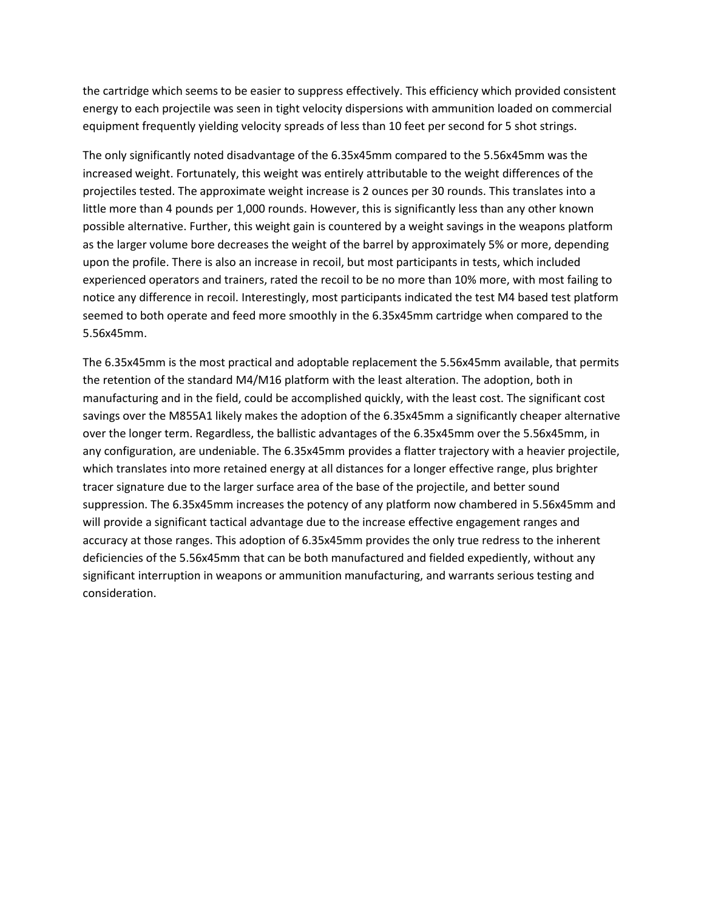the cartridge which seems to be easier to suppress effectively. This efficiency which provided consistent energy to each projectile was seen in tight velocity dispersions with ammunition loaded on commercial equipment frequently yielding velocity spreads of less than 10 feet per second for 5 shot strings.

The only significantly noted disadvantage of the 6.35x45mm compared to the 5.56x45mm was the increased weight. Fortunately, this weight was entirely attributable to the weight differences of the projectiles tested. The approximate weight increase is 2 ounces per 30 rounds. This translates into a little more than 4 pounds per 1,000 rounds. However, this is significantly less than any other known possible alternative. Further, this weight gain is countered by a weight savings in the weapons platform as the larger volume bore decreases the weight of the barrel by approximately 5% or more, depending upon the profile. There is also an increase in recoil, but most participants in tests, which included experienced operators and trainers, rated the recoil to be no more than 10% more, with most failing to notice any difference in recoil. Interestingly, most participants indicated the test M4 based test platform seemed to both operate and feed more smoothly in the 6.35x45mm cartridge when compared to the 5.56x45mm.

The 6.35x45mm is the most practical and adoptable replacement the 5.56x45mm available, that permits the retention of the standard M4/M16 platform with the least alteration. The adoption, both in manufacturing and in the field, could be accomplished quickly, with the least cost. The significant cost savings over the M855A1 likely makes the adoption of the 6.35x45mm a significantly cheaper alternative over the longer term. Regardless, the ballistic advantages of the 6.35x45mm over the 5.56x45mm, in any configuration, are undeniable. The 6.35x45mm provides a flatter trajectory with a heavier projectile, which translates into more retained energy at all distances for a longer effective range, plus brighter tracer signature due to the larger surface area of the base of the projectile, and better sound suppression. The 6.35x45mm increases the potency of any platform now chambered in 5.56x45mm and will provide a significant tactical advantage due to the increase effective engagement ranges and accuracy at those ranges. This adoption of 6.35x45mm provides the only true redress to the inherent deficiencies of the 5.56x45mm that can be both manufactured and fielded expediently, without any significant interruption in weapons or ammunition manufacturing, and warrants serious testing and consideration.